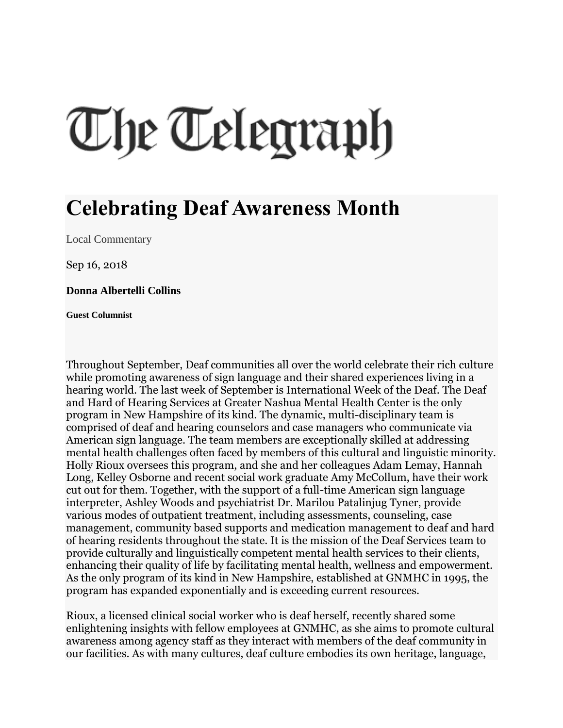# The Telegraph

# Celebrating Deaf Awareness Month

Local Commentary

Sep 16, 2018

**Donna Albertelli Collins**

**Guest Columnist**

Throughout September, Deaf communities all over the world celebrate their rich culture while promoting awareness of sign language and their shared experiences living in a hearing world. The last week of September is International Week of the Deaf. The Deaf and Hard of Hearing Services at Greater Nashua Mental Health Center is the only program in New Hampshire of its kind. The dynamic, multi-disciplinary team is comprised of deaf and hearing counselors and case managers who communicate via American sign language. The team members are exceptionally skilled at addressing mental health challenges often faced by members of this cultural and linguistic minority. Holly Rioux oversees this program, and she and her colleagues Adam Lemay, Hannah Long, Kelley Osborne and recent social work graduate Amy McCollum, have their work cut out for them. Together, with the support of a full-time American sign language interpreter, Ashley Woods and psychiatrist Dr. Marilou Patalinjug Tyner, provide various modes of outpatient treatment, including assessments, counseling, case management, community based supports and medication management to deaf and hard of hearing residents throughout the state. It is the mission of the Deaf Services team to provide culturally and linguistically competent mental health services to their clients, enhancing their quality of life by facilitating mental health, wellness and empowerment. As the only program of its kind in New Hampshire, established at GNMHC in 1995, the program has expanded exponentially and is exceeding current resources.

Rioux, a licensed clinical social worker who is deaf herself, recently shared some enlightening insights with fellow employees at GNMHC, as she aims to promote cultural awareness among agency staff as they interact with members of the deaf community in our facilities. As with many cultures, deaf culture embodies its own heritage, language,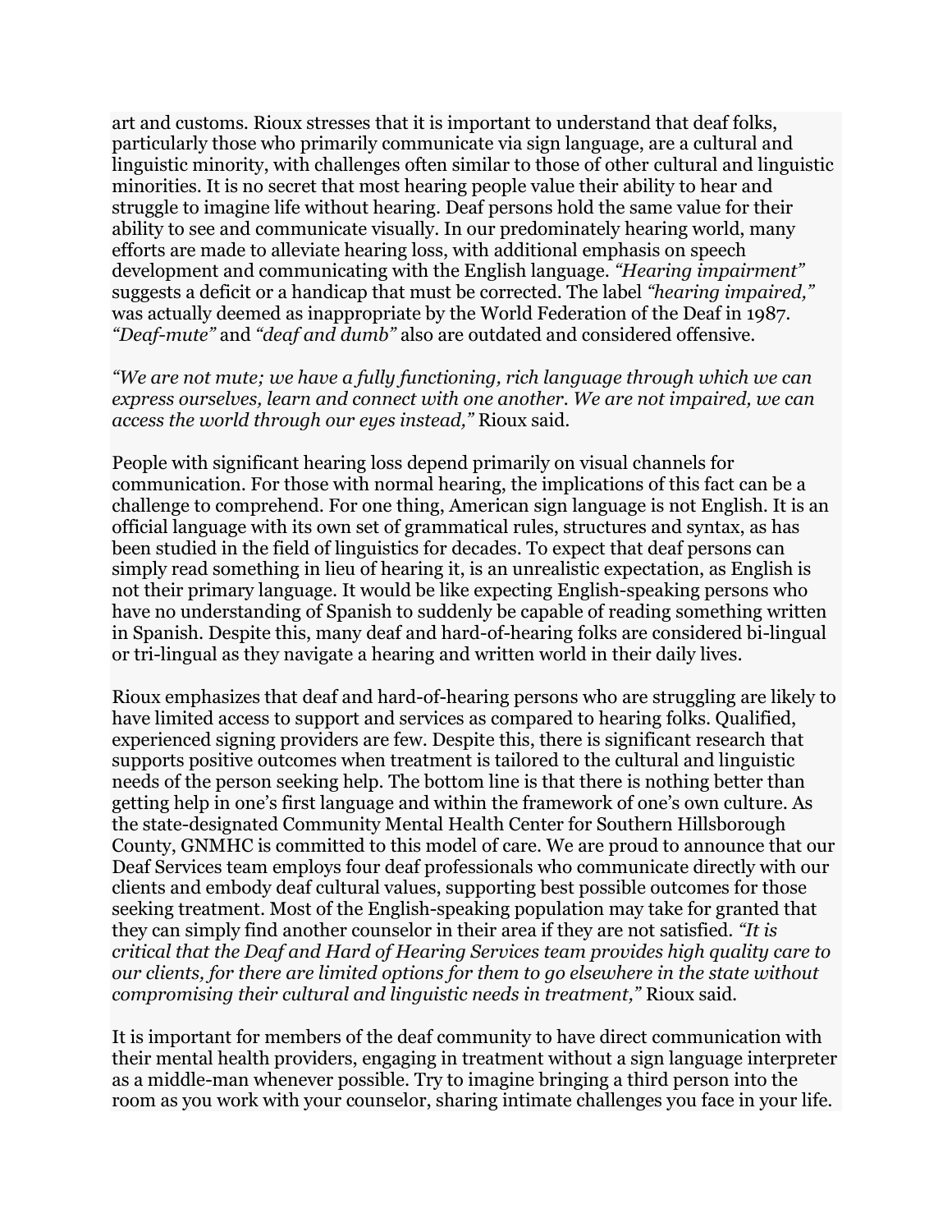art and customs. Rioux stresses that it is important to understand that deaf folks, particularly those who primarily communicate via sign language, are a cultural and linguistic minority, with challenges often similar to those of other cultural and linguistic minorities. It is no secret that most hearing people value their ability to hear and struggle to imagine life without hearing. Deaf persons hold the same value for their ability to see and communicate visually. In our predominately hearing world, many efforts are made to alleviate hearing loss, with additional emphasis on speech development and communicating with the English language. *"Hearing impairment"* suggests a deficit or a handicap that must be corrected. The label *"hearing impaired,"* was actually deemed as inappropriate by the World Federation of the Deaf in 1987. *"Deaf-mute"* and *"deaf and dumb"* also are outdated and considered offensive.

*"We are not mute; we have a fully functioning, rich language through which we can express ourselves, learn and connect with one another. We are not impaired, we can access the world through our eyes instead,"* Rioux said.

People with significant hearing loss depend primarily on visual channels for communication. For those with normal hearing, the implications of this fact can be a challenge to comprehend. For one thing, American sign language is not English. It is an official language with its own set of grammatical rules, structures and syntax, as has been studied in the field of linguistics for decades. To expect that deaf persons can simply read something in lieu of hearing it, is an unrealistic expectation, as English is not their primary language. It would be like expecting English-speaking persons who have no understanding of Spanish to suddenly be capable of reading something written in Spanish. Despite this, many deaf and hard-of-hearing folks are considered bi-lingual or tri-lingual as they navigate a hearing and written world in their daily lives.

Rioux emphasizes that deaf and hard-of-hearing persons who are struggling are likely to have limited access to support and services as compared to hearing folks. Qualified, experienced signing providers are few. Despite this, there is significant research that supports positive outcomes when treatment is tailored to the cultural and linguistic needs of the person seeking help. The bottom line is that there is nothing better than getting help in one's first language and within the framework of one's own culture. As the state-designated Community Mental Health Center for Southern Hillsborough County, GNMHC is committed to this model of care. We are proud to announce that our Deaf Services team employs four deaf professionals who communicate directly with our clients and embody deaf cultural values, supporting best possible outcomes for those seeking treatment. Most of the English-speaking population may take for granted that they can simply find another counselor in their area if they are not satisfied. *"It is critical that the Deaf and Hard of Hearing Services team provides high quality care to our clients, for there are limited options for them to go elsewhere in the state without compromising their cultural and linguistic needs in treatment,"* Rioux said.

It is important for members of the deaf community to have direct communication with their mental health providers, engaging in treatment without a sign language interpreter as a middle-man whenever possible. Try to imagine bringing a third person into the room as you work with your counselor, sharing intimate challenges you face in your life.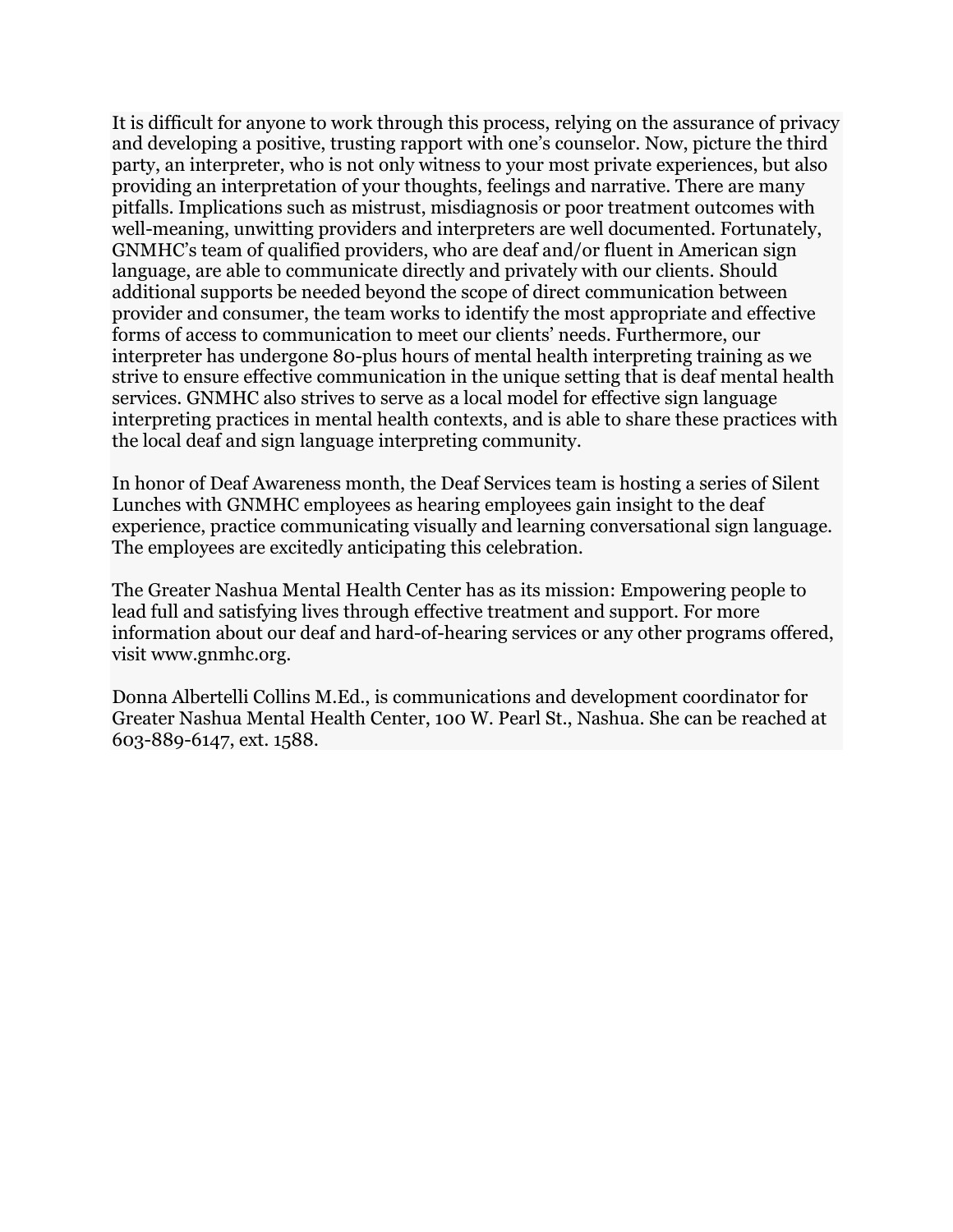It is difficult for anyone to work through this process, relying on the assurance of privacy and developing a positive, trusting rapport with one's counselor. Now, picture the third party, an interpreter, who is not only witness to your most private experiences, but also providing an interpretation of your thoughts, feelings and narrative. There are many pitfalls. Implications such as mistrust, misdiagnosis or poor treatment outcomes with well-meaning, unwitting providers and interpreters are well documented. Fortunately, GNMHC's team of qualified providers, who are deaf and/or fluent in American sign language, are able to communicate directly and privately with our clients. Should additional supports be needed beyond the scope of direct communication between provider and consumer, the team works to identify the most appropriate and effective forms of access to communication to meet our clients' needs. Furthermore, our interpreter has undergone 80-plus hours of mental health interpreting training as we strive to ensure effective communication in the unique setting that is deaf mental health services. GNMHC also strives to serve as a local model for effective sign language interpreting practices in mental health contexts, and is able to share these practices with the local deaf and sign language interpreting community.

In honor of Deaf Awareness month, the Deaf Services team is hosting a series of Silent Lunches with GNMHC employees as hearing employees gain insight to the deaf experience, practice communicating visually and learning conversational sign language. The employees are excitedly anticipating this celebration.

The Greater Nashua Mental Health Center has as its mission: Empowering people to lead full and satisfying lives through effective treatment and support. For more information about our deaf and hard-of-hearing services or any other programs offered, visit www.gnmhc.org.

Donna Albertelli Collins M.Ed., is communications and development coordinator for Greater Nashua Mental Health Center, 100 W. Pearl St., Nashua. She can be reached at 603-889-6147, ext. 1588.